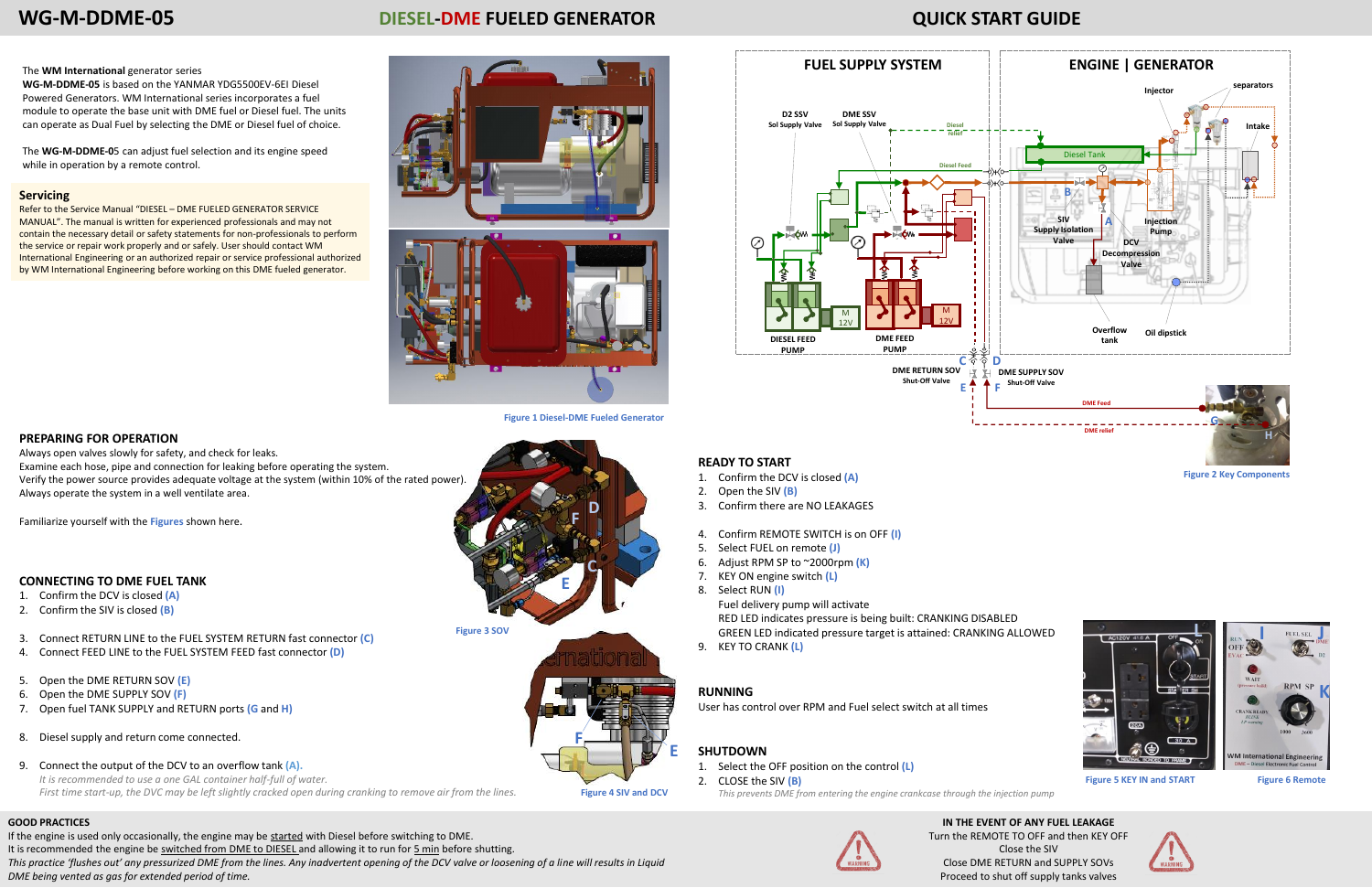# WG-M-DDME-05 DIESEL-DME FUELED GENERATOR QUICK START GUIDE

The **WM International** generator series **WG-M-DDME-05** is based on the YANMAR YDG5500EV-6EI Diesel Powered Generators. WM International series incorporates a fuel module to operate the base unit with DME fuel or Diesel fuel. The units can operate as Dual Fuel by selecting the DME or Diesel fuel of choice.

The **WG-M-DDME-05** can adjust fuel selection and its engine speed while in operation by a remote control.

## Servicing

Refer to the Service Manual "DIESEL – DME FUELED GENERATOR SERVICE MANUAL". The manual is written for experienced professionals and may not contain the necessary detail or safety statements for non-professionals to perform the service or repair work properly and or safely. User should contact WM International Engineering or an authorized repair or service professional authorized by WM International Engineering before working on this DME fueled generator.

Figure 1 Diesel-DME Fueled Generator

Figure 2 Key Components

## PREPARING FOR OPERATION

Always open valves slowly for safety, and check for leaks.
Examine each hose, pipe and connection for leaking before operating the system.
Verify the power source provides adequate voltage at the system (within 10% of the rated power).
Always operate the system in a well ventilate area.

Familiarize yourself with the **Figures** shown here.

## CONNECTING TO DME FUEL TANK

1. Confirm the DCV is closed **(A)**
2. Confirm the SIV is closed **(B)**

3. Connect RETURN LINE to the FUEL SYSTEM RETURN fast connector **(C)**
4. Connect FEED LINE to the FUEL SYSTEM FEED fast connector **(D)**

5. Open the DME RETURN SOV **(E)**
6. Open the DME SUPPLY SOV **(F)**
7. Open fuel TANK SUPPLY and RETURN ports **(G and H)**

8. Diesel supply and return come connected.

9. Connect the output of the DCV to an overflow tank **(A)**.
   *It is recommended to use a one GAL container half-full of water.*
   *First time start-up, the DVC may be left slightly cracked open during cranking to remove air from the lines.*

Figure 3 SOV

Figure 4 SIV and DCV

## READY TO START

1. Confirm the DCV is closed **(A)**
2. Open the SIV **(B)**
3. Confirm there are NO LEAKAGES

4. Confirm REMOTE SWITCH is on OFF **(I)**
5. Select FUEL on remote **(J)**
6. Adjust RPM SP to ~2000rpm **(K)**
7. KEY ON engine switch **(L)**
8. Select RUN **(I)**
   Fuel delivery pump will activate
   RED LED indicates pressure is being built: CRANKING DISABLED
   GREEN LED indicated pressure target is attained: CRANKING ALLOWED
9. KEY TO CRANK **(L)**

## RUNNING

User has control over RPM and Fuel select switch at all times

## SHUTDOWN

1. Select the OFF position on the control **(L)**
2. CLOSE the SIV **(B)**
   *This prevents DME from entering the engine crankcase through the injection pump*

Figure 5 KEY IN and START

Figure 6 Remote

## GOOD PRACTICES

If the engine is used only occasionally, the engine may be started with Diesel before switching to DME.
It is recommended the engine be switched from DME to DIESEL and allowing it to run for 5 min before shutting.
*This practice 'flushes out' any pressurized DME from the lines. Any inadvertent opening of the DCV valve or loosening of a line will results in Liquid DME being vented as gas for extended period of time.*

## IN THE EVENT OF ANY FUEL LEAKAGE

Turn the REMOTE TO OFF and then KEY OFF
Close the SIV
Close DME RETURN and SUPPLY SOVs
Proceed to shut off supply tanks valves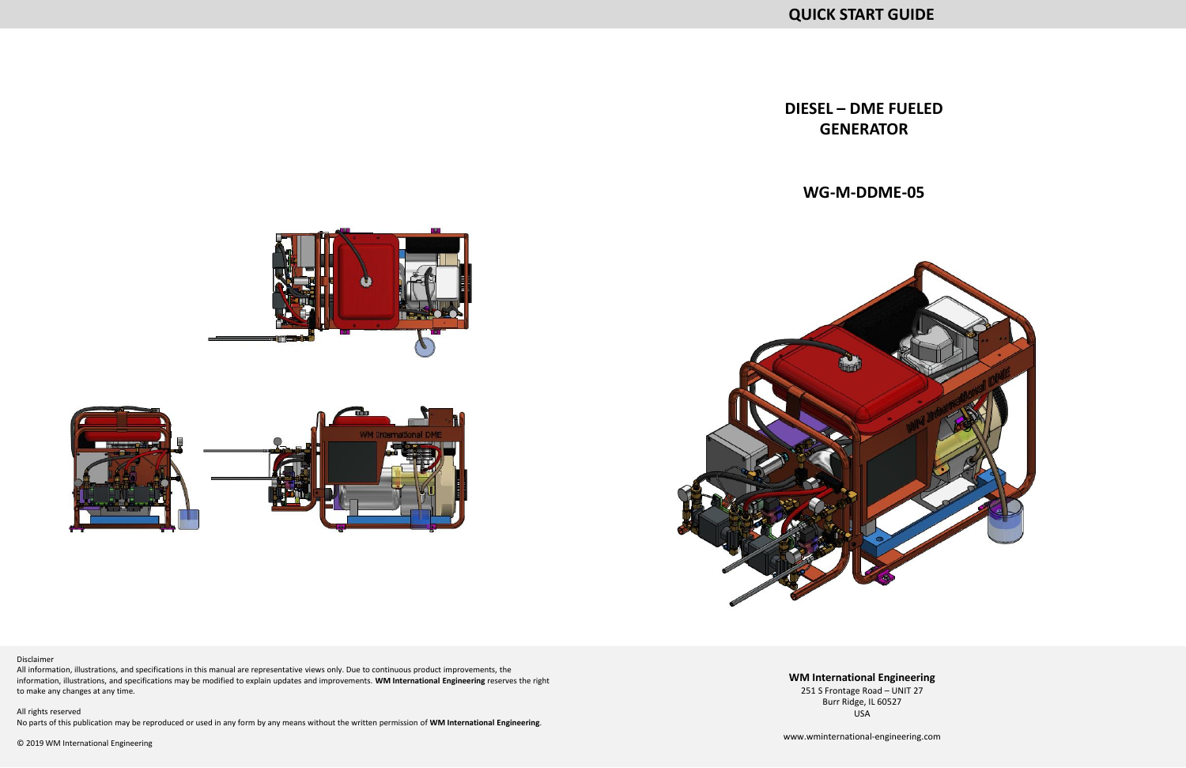# QUICK START GUIDE

## DIESEL – DME FUELED GENERATOR

## WG-M-DDME-05

Disclaimer

All information, illustrations, and specifications in this manual are representative views only. Due to continuous product improvements, the information, illustrations, and specifications may be modified to explain updates and improvements. **WM International Engineering** reserves the right to make any changes at any time.

All rights reserved

No parts of this publication may be reproduced or used in any form by any means without the written permission of **WM International Engineering**.

© 2019 WM International Engineering

**WM International Engineering**

251 S Frontage Road – UNIT 27
Burr Ridge, IL 60527
USA

www.wminternational-engineering.com